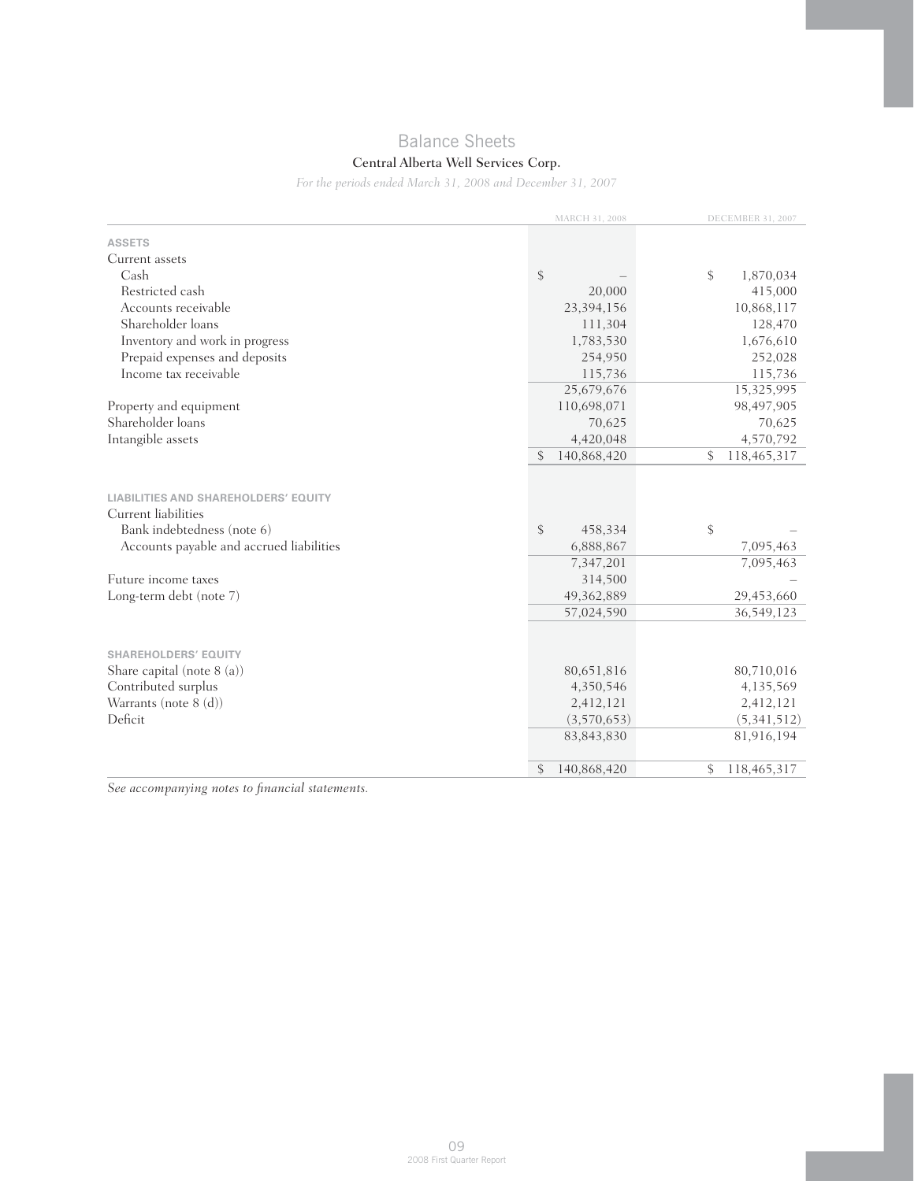# Balance Sheets

**Central Alberta Well Services Corp.**

*For the periods ended March 31, 2008 and December 31, 2007*

| | MARCH 31, 2008 | DECEMBER 31, 2007 |
|---|---|---|
| **ASSETS** | | |
| Current assets | | |
| Cash | $ – | $ 1,870,034 |
| Restricted cash | 20,000 | 415,000 |
| Accounts receivable | 23,394,156 | 10,868,117 |
| Shareholder loans | 111,304 | 128,470 |
| Inventory and work in progress | 1,783,530 | 1,676,610 |
| Prepaid expenses and deposits | 254,950 | 252,028 |
| Income tax receivable | 115,736 | 115,736 |
| | 25,679,676 | 15,325,995 |
| Property and equipment | 110,698,071 | 98,497,905 |
| Shareholder loans | 70,625 | 70,625 |
| Intangible assets | 4,420,048 | 4,570,792 |
| | $ 140,868,420 | $ 118,465,317 |
| **LIABILITIES AND SHAREHOLDERS' EQUITY** | | |
| Current liabilities | | |
| Bank indebtedness (note 6) | $ 458,334 | $ – |
| Accounts payable and accrued liabilities | 6,888,867 | 7,095,463 |
| | 7,347,201 | 7,095,463 |
| Future income taxes | 314,500 | – |
| Long-term debt (note 7) | 49,362,889 | 29,453,660 |
| | 57,024,590 | 36,549,123 |
| **SHAREHOLDERS' EQUITY** | | |
| Share capital (note 8 (a)) | 80,651,816 | 80,710,016 |
| Contributed surplus | 4,350,546 | 4,135,569 |
| Warrants (note 8 (d)) | 2,412,121 | 2,412,121 |
| Deficit | (3,570,653) | (5,341,512) |
| | 83,843,830 | 81,916,194 |
| | $ 140,868,420 | $ 118,465,317 |

*See accompanying notes to financial statements.*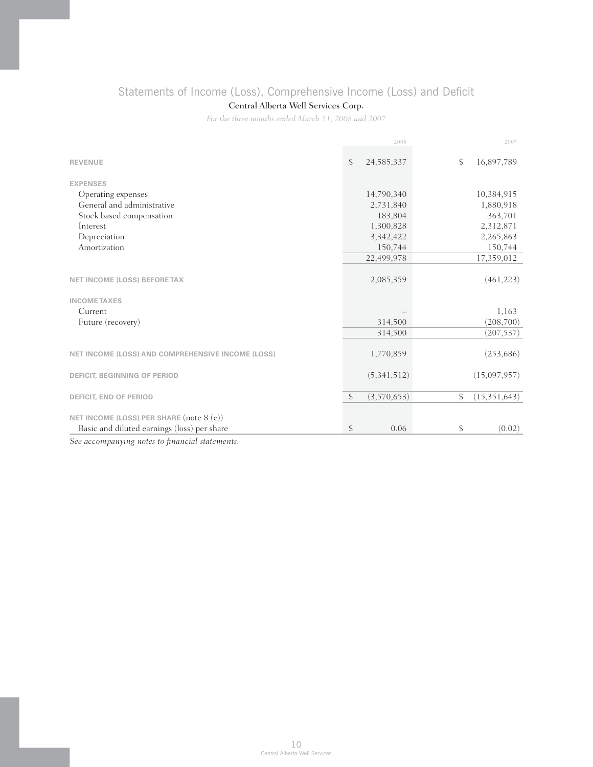## Statements of Income (Loss), Comprehensive Income (Loss) and Deficit

**Central Alberta Well Services Corp.**

*For the three months ended March 31, 2008 and 2007*

| | 2008 | 2007 |
|---|---|---|
| **REVENUE** | $ 24,585,337 | $ 16,897,789 |
| **EXPENSES** | | |
| Operating expenses | 14,790,340 | 10,384,915 |
| General and administrative | 2,731,840 | 1,880,918 |
| Stock based compensation | 183,804 | 363,701 |
| Interest | 1,300,828 | 2,312,871 |
| Depreciation | 3,342,422 | 2,265,863 |
| Amortization | 150,744 | 150,744 |
| | 22,499,978 | 17,359,012 |
| **NET INCOME (LOSS) BEFORE TAX** | 2,085,359 | (461,223) |
| **INCOME TAXES** | | |
| Current | – | 1,163 |
| Future (recovery) | 314,500 | (208,700) |
| | 314,500 | (207,537) |
| **NET INCOME (LOSS) AND COMPREHENSIVE INCOME (LOSS)** | 1,770,859 | (253,686) |
| **DEFICIT, BEGINNING OF PERIOD** | (5,341,512) | (15,097,957) |
| **DEFICIT, END OF PERIOD** | $ (3,570,653) | $ (15,351,643) |
| **NET INCOME (LOSS) PER SHARE** (note 8 (c)) | | |
| Basic and diluted earnings (loss) per share | $ 0.06 | $ (0.02) |

*See accompanying notes to financial statements.*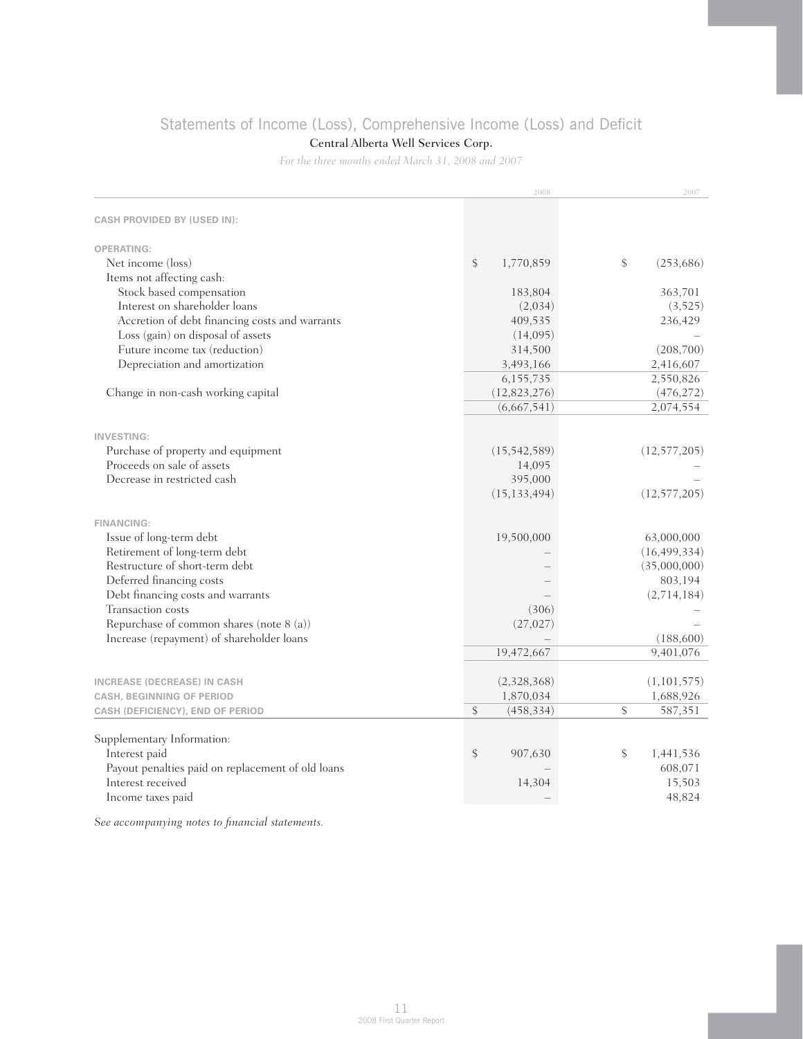# Statements of Income (Loss), Comprehensive Income (Loss) and Deficit

**Central Alberta Well Services Corp.**

*For the three months ended March 31, 2008 and 2007*

| | 2008 | 2007 |
|---|---|---|
| **CASH PROVIDED BY (USED IN):** | | |
| **OPERATING:** | | |
| Net income (loss) | $ 1,770,859 | $ (253,686) |
| Items not affecting cash: | | |
| Stock based compensation | 183,804 | 363,701 |
| Interest on shareholder loans | (2,034) | (3,525) |
| Accretion of debt financing costs and warrants | 409,535 | 236,429 |
| Loss (gain) on disposal of assets | (14,095) | – |
| Future income tax (reduction) | 314,500 | (208,700) |
| Depreciation and amortization | 3,493,166 | 2,416,607 |
| | 6,155,735 | 2,550,826 |
| Change in non-cash working capital | (12,823,276) | (476,272) |
| | (6,667,541) | 2,074,554 |
| **INVESTING:** | | |
| Purchase of property and equipment | (15,542,589) | (12,577,205) |
| Proceeds on sale of assets | 14,095 | – |
| Decrease in restricted cash | 395,000 | – |
| | (15,133,494) | (12,577,205) |
| **FINANCING:** | | |
| Issue of long-term debt | 19,500,000 | 63,000,000 |
| Retirement of long-term debt | – | (16,499,334) |
| Restructure of short-term debt | – | (35,000,000) |
| Deferred financing costs | – | 803,194 |
| Debt financing costs and warrants | – | (2,714,184) |
| Transaction costs | (306) | – |
| Repurchase of common shares (note 8 (a)) | (27,027) | – |
| Increase (repayment) of shareholder loans | – | (188,600) |
| | 19,472,667 | 9,401,076 |
| **INCREASE (DECREASE) IN CASH** | (2,328,368) | (1,101,575) |
| **CASH, BEGINNING OF PERIOD** | 1,870,034 | 1,688,926 |
| **CASH (DEFICIENCY), END OF PERIOD** | $ (458,334) | $ 587,351 |
| Supplementary Information: | | |
| Interest paid | $ 907,630 | $ 1,441,536 |
| Payout penalties paid on replacement of old loans | – | 608,071 |
| Interest received | 14,304 | 15,503 |
| Income taxes paid | – | 48,824 |

*See accompanying notes to financial statements.*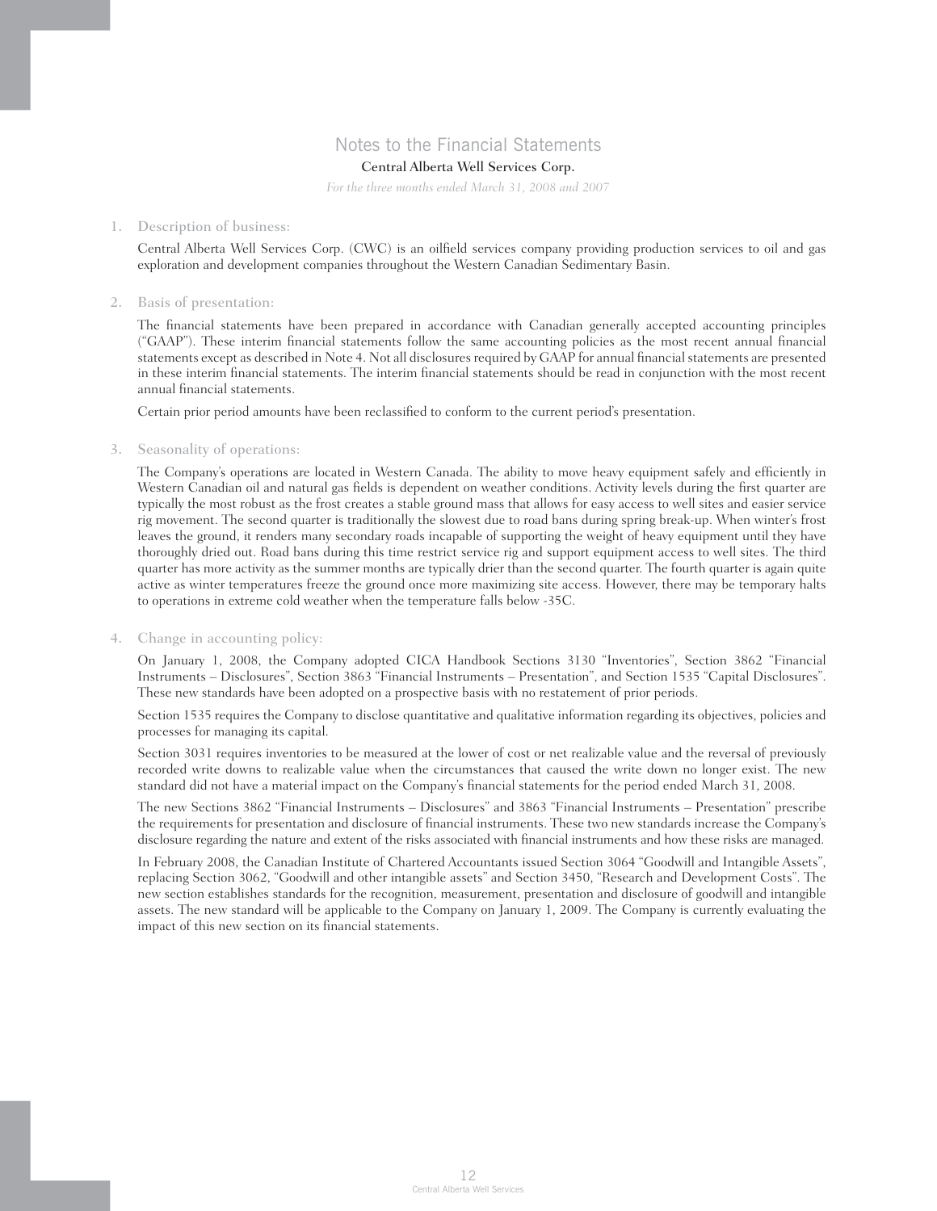# Notes to the Financial Statements

**Central Alberta Well Services Corp.**

*For the three months ended March 31, 2008 and 2007*

## 1. Description of business:

Central Alberta Well Services Corp. (CWC) is an oilfield services company providing production services to oil and gas exploration and development companies throughout the Western Canadian Sedimentary Basin.

## 2. Basis of presentation:

The financial statements have been prepared in accordance with Canadian generally accepted accounting principles ("GAAP"). These interim financial statements follow the same accounting policies as the most recent annual financial statements except as described in Note 4. Not all disclosures required by GAAP for annual financial statements are presented in these interim financial statements. The interim financial statements should be read in conjunction with the most recent annual financial statements.

Certain prior period amounts have been reclassified to conform to the current period's presentation.

## 3. Seasonality of operations:

The Company's operations are located in Western Canada. The ability to move heavy equipment safely and efficiently in Western Canadian oil and natural gas fields is dependent on weather conditions. Activity levels during the first quarter are typically the most robust as the frost creates a stable ground mass that allows for easy access to well sites and easier service rig movement. The second quarter is traditionally the slowest due to road bans during spring break-up. When winter's frost leaves the ground, it renders many secondary roads incapable of supporting the weight of heavy equipment until they have thoroughly dried out. Road bans during this time restrict service rig and support equipment access to well sites. The third quarter has more activity as the summer months are typically drier than the second quarter. The fourth quarter is again quite active as winter temperatures freeze the ground once more maximizing site access. However, there may be temporary halts to operations in extreme cold weather when the temperature falls below -35C.

## 4. Change in accounting policy:

On January 1, 2008, the Company adopted CICA Handbook Sections 3130 "Inventories", Section 3862 "Financial Instruments – Disclosures", Section 3863 "Financial Instruments – Presentation", and Section 1535 "Capital Disclosures". These new standards have been adopted on a prospective basis with no restatement of prior periods.

Section 1535 requires the Company to disclose quantitative and qualitative information regarding its objectives, policies and processes for managing its capital.

Section 3031 requires inventories to be measured at the lower of cost or net realizable value and the reversal of previously recorded write downs to realizable value when the circumstances that caused the write down no longer exist. The new standard did not have a material impact on the Company's financial statements for the period ended March 31, 2008.

The new Sections 3862 "Financial Instruments – Disclosures" and 3863 "Financial Instruments – Presentation" prescribe the requirements for presentation and disclosure of financial instruments. These two new standards increase the Company's disclosure regarding the nature and extent of the risks associated with financial instruments and how these risks are managed.

In February 2008, the Canadian Institute of Chartered Accountants issued Section 3064 "Goodwill and Intangible Assets", replacing Section 3062, "Goodwill and other intangible assets" and Section 3450, "Research and Development Costs". The new section establishes standards for the recognition, measurement, presentation and disclosure of goodwill and intangible assets. The new standard will be applicable to the Company on January 1, 2009. The Company is currently evaluating the impact of this new section on its financial statements.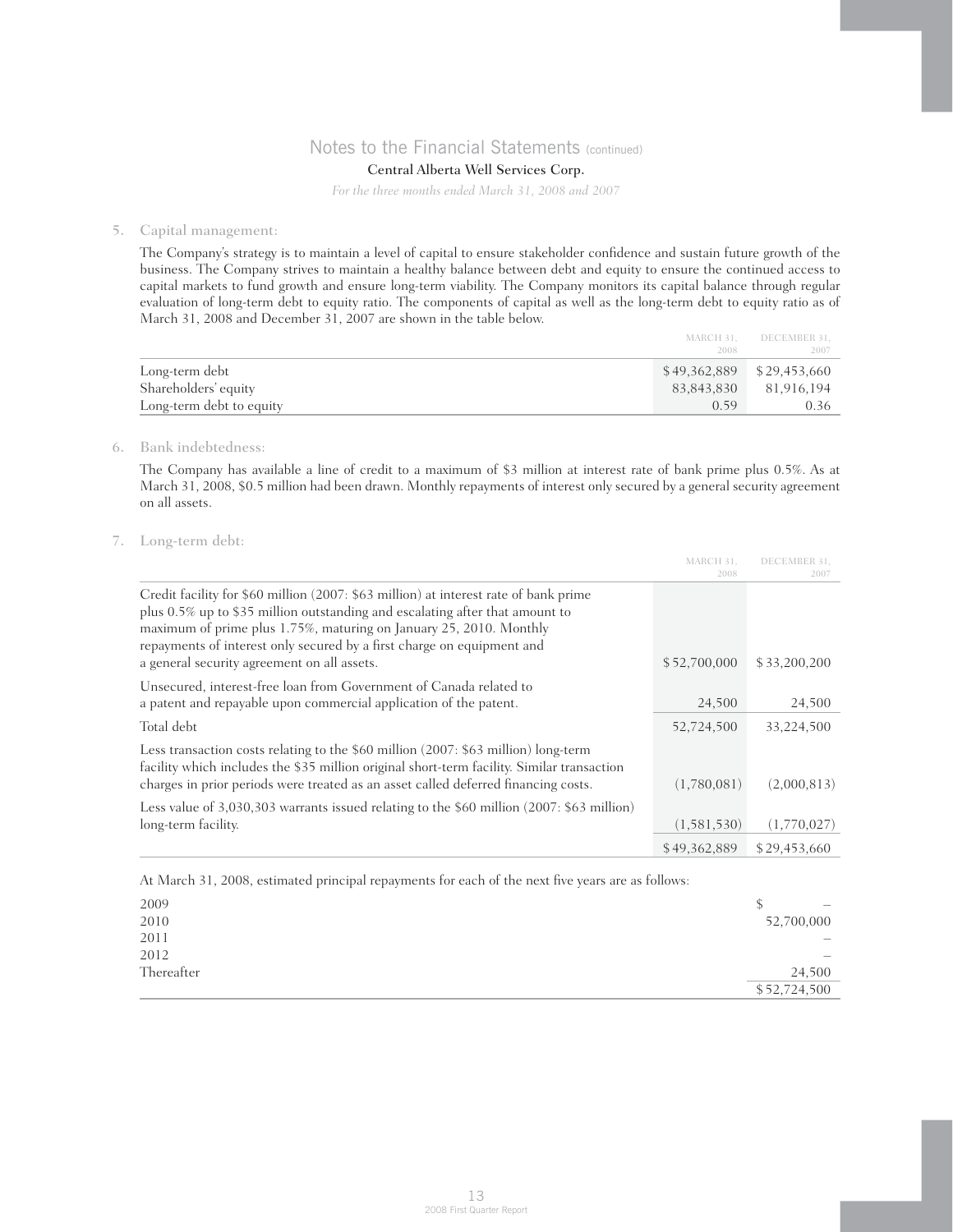# Notes to the Financial Statements (continued)

**Central Alberta Well Services Corp.**

*For the three months ended March 31, 2008 and 2007*

## 5. Capital management:

The Company's strategy is to maintain a level of capital to ensure stakeholder confidence and sustain future growth of the business. The Company strives to maintain a healthy balance between debt and equity to ensure the continued access to capital markets to fund growth and ensure long-term viability. The Company monitors its capital balance through regular evaluation of long-term debt to equity ratio. The components of capital as well as the long-term debt to equity ratio as of March 31, 2008 and December 31, 2007 are shown in the table below.

| | MARCH 31, 2008 | DECEMBER 31, 2007 |
|---|---|---|
| Long-term debt | $ 49,362,889 | $ 29,453,660 |
| Shareholders' equity | 83,843,830 | 81,916,194 |
| Long-term debt to equity | 0.59 | 0.36 |

## 6. Bank indebtedness:

The Company has available a line of credit to a maximum of $3 million at interest rate of bank prime plus 0.5%. As at March 31, 2008, $0.5 million had been drawn. Monthly repayments of interest only secured by a general security agreement on all assets.

## 7. Long-term debt:

| | MARCH 31, 2008 | DECEMBER 31, 2007 |
|---|---|---|
| Credit facility for $60 million (2007: $63 million) at interest rate of bank prime plus 0.5% up to $35 million outstanding and escalating after that amount to maximum of prime plus 1.75%, maturing on January 25, 2010. Monthly repayments of interest only secured by a first charge on equipment and a general security agreement on all assets. | $ 52,700,000 | $ 33,200,200 |
| Unsecured, interest-free loan from Government of Canada related to a patent and repayable upon commercial application of the patent. | 24,500 | 24,500 |
| Total debt | 52,724,500 | 33,224,500 |
| Less transaction costs relating to the $60 million (2007: $63 million) long-term facility which includes the $35 million original short-term facility. Similar transaction charges in prior periods were treated as an asset called deferred financing costs. | (1,780,081) | (2,000,813) |
| Less value of 3,030,303 warrants issued relating to the $60 million (2007: $63 million) long-term facility. | (1,581,530) | (1,770,027) |
| | $ 49,362,889 | $ 29,453,660 |

At March 31, 2008, estimated principal repayments for each of the next five years are as follows:

| | |
|---|---|
| 2009 | $ – |
| 2010 | 52,700,000 |
| 2011 | – |
| 2012 | – |
| Thereafter | 24,500 |
| | $ 52,724,500 |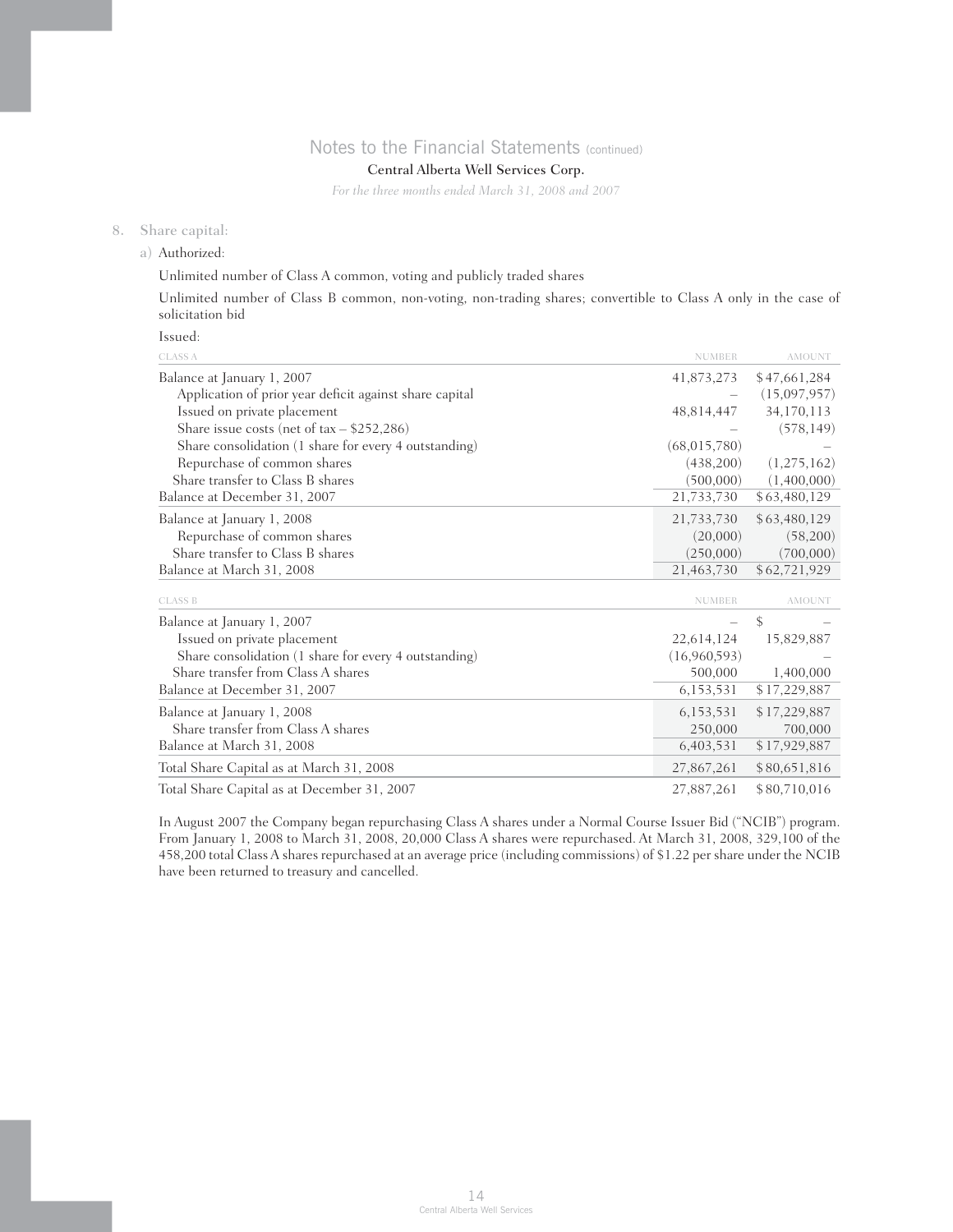# Notes to the Financial Statements (continued)

**Central Alberta Well Services Corp.**

*For the three months ended March 31, 2008 and 2007*

## 8. Share capital:

### a) Authorized:

Unlimited number of Class A common, voting and publicly traded shares

Unlimited number of Class B common, non-voting, non-trading shares; convertible to Class A only in the case of solicitation bid

Issued:

| CLASS A | NUMBER | AMOUNT |
|---|---|---|
| Balance at January 1, 2007 | 41,873,273 | $47,661,284 |
| Application of prior year deficit against share capital | – | (15,097,957) |
| Issued on private placement | 48,814,447 | 34,170,113 |
| Share issue costs (net of tax – $252,286) | – | (578,149) |
| Share consolidation (1 share for every 4 outstanding) | (68,015,780) | – |
| Repurchase of common shares | (438,200) | (1,275,162) |
| Share transfer to Class B shares | (500,000) | (1,400,000) |
| Balance at December 31, 2007 | 21,733,730 | $63,480,129 |
| Balance at January 1, 2008 | 21,733,730 | $63,480,129 |
| Repurchase of common shares | (20,000) | (58,200) |
| Share transfer to Class B shares | (250,000) | (700,000) |
| Balance at March 31, 2008 | 21,463,730 | $62,721,929 |

| CLASS B | NUMBER | AMOUNT |
|---|---|---|
| Balance at January 1, 2007 | – | $ – |
| Issued on private placement | 22,614,124 | 15,829,887 |
| Share consolidation (1 share for every 4 outstanding) | (16,960,593) | – |
| Share transfer from Class A shares | 500,000 | 1,400,000 |
| Balance at December 31, 2007 | 6,153,531 | $17,229,887 |
| Balance at January 1, 2008 | 6,153,531 | $17,229,887 |
| Share transfer from Class A shares | 250,000 | 700,000 |
| Balance at March 31, 2008 | 6,403,531 | $17,929,887 |
| Total Share Capital as at March 31, 2008 | 27,867,261 | $80,651,816 |
| Total Share Capital as at December 31, 2007 | 27,887,261 | $80,710,016 |

In August 2007 the Company began repurchasing Class A shares under a Normal Course Issuer Bid ("NCIB") program. From January 1, 2008 to March 31, 2008, 20,000 Class A shares were repurchased. At March 31, 2008, 329,100 of the 458,200 total Class A shares repurchased at an average price (including commissions) of $1.22 per share under the NCIB have been returned to treasury and cancelled.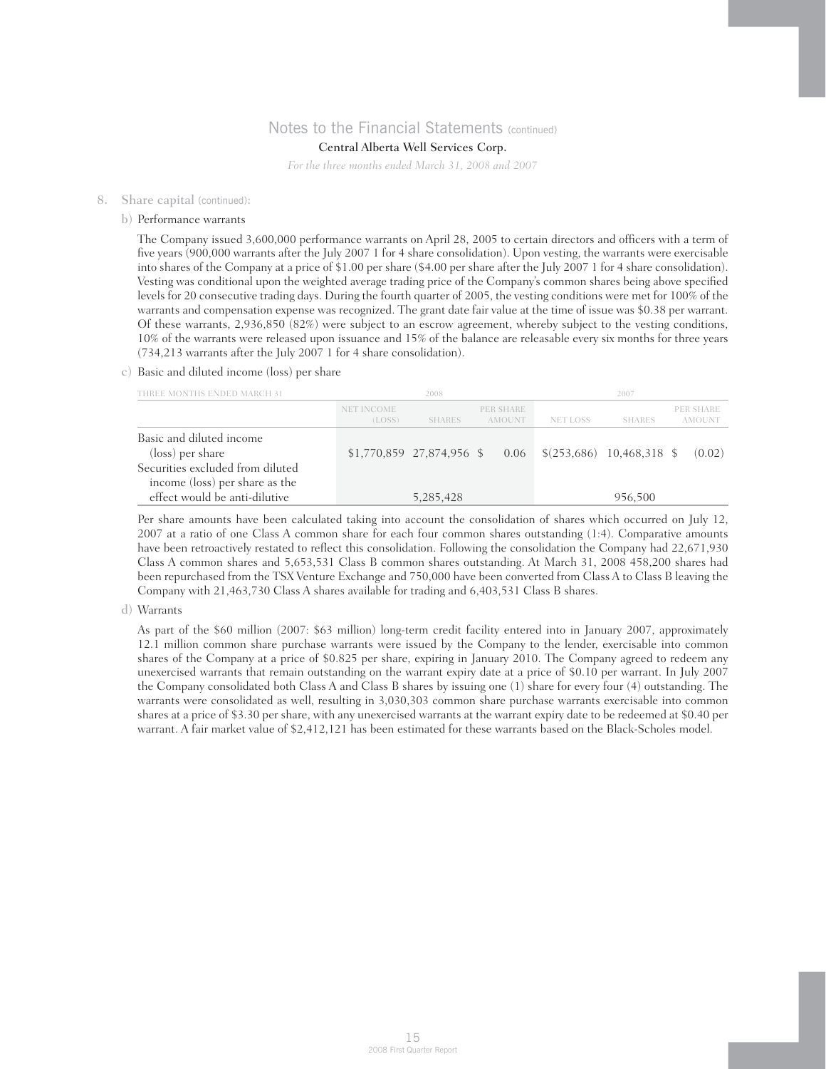## Notes to the Financial Statements (continued)

**Central Alberta Well Services Corp.**

*For the three months ended March 31, 2008 and 2007*

### 8. Share capital (continued):

**b) Performance warrants**

The Company issued 3,600,000 performance warrants on April 28, 2005 to certain directors and officers with a term of five years (900,000 warrants after the July 2007 1 for 4 share consolidation). Upon vesting, the warrants were exercisable into shares of the Company at a price of $1.00 per share ($4.00 per share after the July 2007 1 for 4 share consolidation). Vesting was conditional upon the weighted average trading price of the Company's common shares being above specified levels for 20 consecutive trading days. During the fourth quarter of 2005, the vesting conditions were met for 100% of the warrants and compensation expense was recognized. The grant date fair value at the time of issue was $0.38 per warrant. Of these warrants, 2,936,850 (82%) were subject to an escrow agreement, whereby subject to the vesting conditions, 10% of the warrants were released upon issuance and 15% of the balance are releasable every six months for three years (734,213 warrants after the July 2007 1 for 4 share consolidation).

**c) Basic and diluted income (loss) per share**

| THREE MONTHS ENDED MARCH 31 | 2008 | | | 2007 | | |
|---|---|---|---|---|---|---|
| | NET INCOME (LOSS) | SHARES | PER SHARE AMOUNT | NET LOSS | SHARES | PER SHARE AMOUNT |
| Basic and diluted income (loss) per share | $1,770,859 | 27,874,956 | $ 0.06 | $(253,686) | 10,468,318 | $ (0.02) |
| Securities excluded from diluted income (loss) per share as the effect would be anti-dilutive | | 5,285,428 | | | 956,500 | |

Per share amounts have been calculated taking into account the consolidation of shares which occurred on July 12, 2007 at a ratio of one Class A common share for each four common shares outstanding (1:4). Comparative amounts have been retroactively restated to reflect this consolidation. Following the consolidation the Company had 22,671,930 Class A common shares and 5,653,531 Class B common shares outstanding. At March 31, 2008 458,200 shares had been repurchased from the TSX Venture Exchange and 750,000 have been converted from Class A to Class B leaving the Company with 21,463,730 Class A shares available for trading and 6,403,531 Class B shares.

**d) Warrants**

As part of the $60 million (2007: $63 million) long-term credit facility entered into in January 2007, approximately 12.1 million common share purchase warrants were issued by the Company to the lender, exercisable into common shares of the Company at a price of $0.825 per share, expiring in January 2010. The Company agreed to redeem any unexercised warrants that remain outstanding on the warrant expiry date at a price of $0.10 per warrant. In July 2007 the Company consolidated both Class A and Class B shares by issuing one (1) share for every four (4) outstanding. The warrants were consolidated as well, resulting in 3,030,303 common share purchase warrants exercisable into common shares at a price of $3.30 per share, with any unexercised warrants at the warrant expiry date to be redeemed at $0.40 per warrant. A fair market value of $2,412,121 has been estimated for these warrants based on the Black-Scholes model.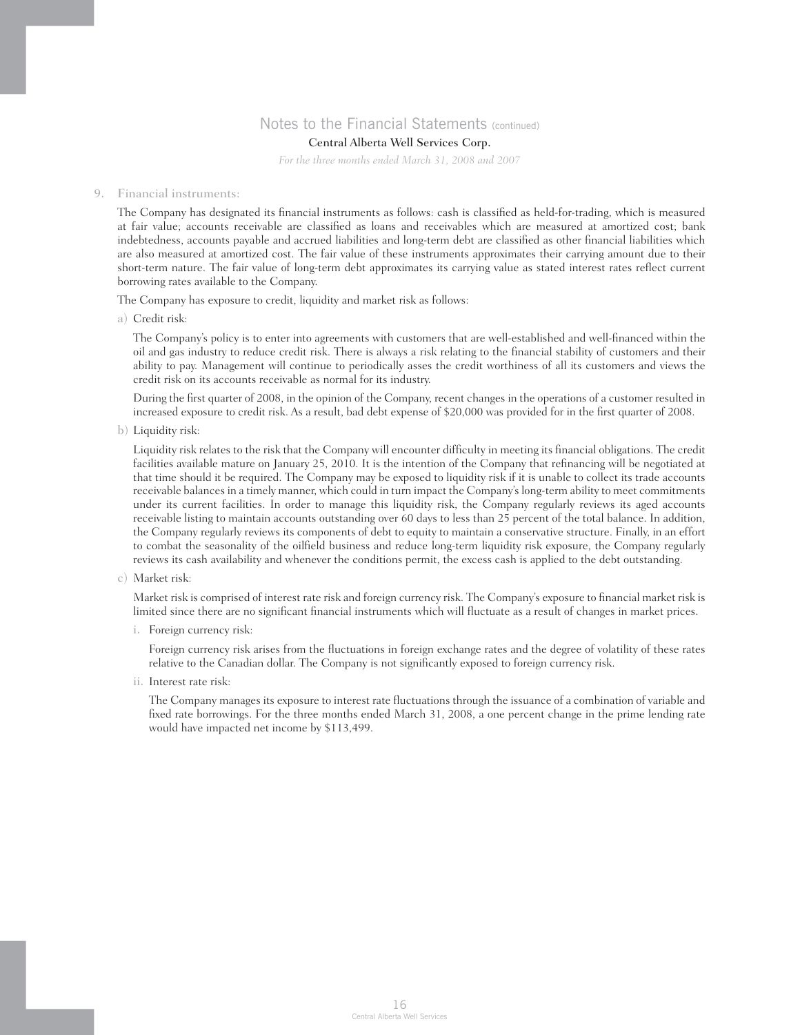# Notes to the Financial Statements (continued)

**Central Alberta Well Services Corp.**

*For the three months ended March 31, 2008 and 2007*

## 9. Financial instruments:

The Company has designated its financial instruments as follows: cash is classified as held-for-trading, which is measured at fair value; accounts receivable are classified as loans and receivables which are measured at amortized cost; bank indebtedness, accounts payable and accrued liabilities and long-term debt are classified as other financial liabilities which are also measured at amortized cost. The fair value of these instruments approximates their carrying amount due to their short-term nature. The fair value of long-term debt approximates its carrying value as stated interest rates reflect current borrowing rates available to the Company.

The Company has exposure to credit, liquidity and market risk as follows:

a) Credit risk:

The Company's policy is to enter into agreements with customers that are well-established and well-financed within the oil and gas industry to reduce credit risk. There is always a risk relating to the financial stability of customers and their ability to pay. Management will continue to periodically asses the credit worthiness of all its customers and views the credit risk on its accounts receivable as normal for its industry.

During the first quarter of 2008, in the opinion of the Company, recent changes in the operations of a customer resulted in increased exposure to credit risk. As a result, bad debt expense of $20,000 was provided for in the first quarter of 2008.

b) Liquidity risk:

Liquidity risk relates to the risk that the Company will encounter difficulty in meeting its financial obligations. The credit facilities available mature on January 25, 2010. It is the intention of the Company that refinancing will be negotiated at that time should it be required. The Company may be exposed to liquidity risk if it is unable to collect its trade accounts receivable balances in a timely manner, which could in turn impact the Company's long-term ability to meet commitments under its current facilities. In order to manage this liquidity risk, the Company regularly reviews its aged accounts receivable listing to maintain accounts outstanding over 60 days to less than 25 percent of the total balance. In addition, the Company regularly reviews its components of debt to equity to maintain a conservative structure. Finally, in an effort to combat the seasonality of the oilfield business and reduce long-term liquidity risk exposure, the Company regularly reviews its cash availability and whenever the conditions permit, the excess cash is applied to the debt outstanding.

c) Market risk:

Market risk is comprised of interest rate risk and foreign currency risk. The Company's exposure to financial market risk is limited since there are no significant financial instruments which will fluctuate as a result of changes in market prices.

i. Foreign currency risk:

Foreign currency risk arises from the fluctuations in foreign exchange rates and the degree of volatility of these rates relative to the Canadian dollar. The Company is not significantly exposed to foreign currency risk.

ii. Interest rate risk:

The Company manages its exposure to interest rate fluctuations through the issuance of a combination of variable and fixed rate borrowings. For the three months ended March 31, 2008, a one percent change in the prime lending rate would have impacted net income by $113,499.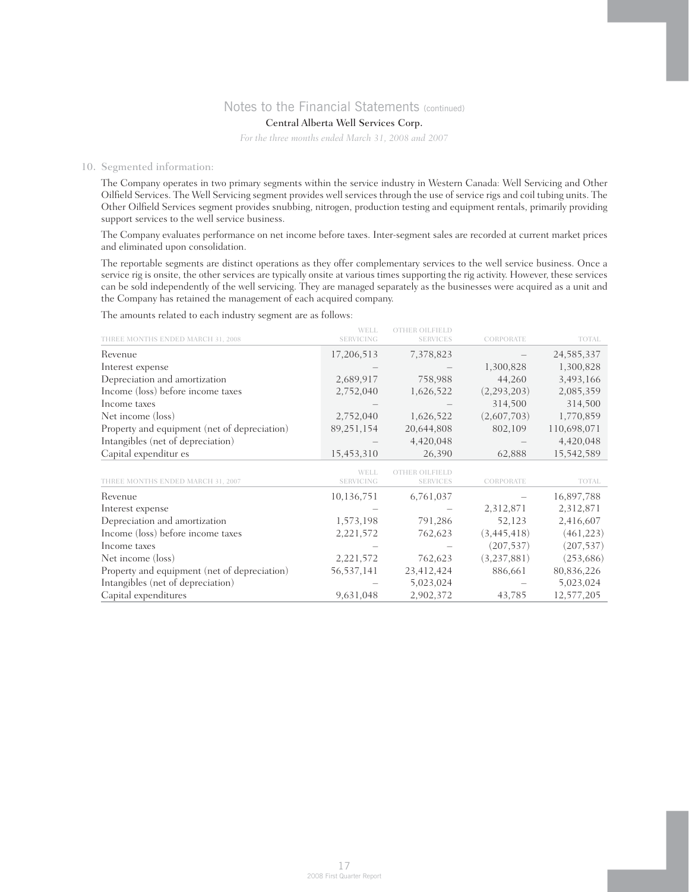# Notes to the Financial Statements (continued)

Central Alberta Well Services Corp.

*For the three months ended March 31, 2008 and 2007*

## 10. Segmented information:

The Company operates in two primary segments within the service industry in Western Canada: Well Servicing and Other Oilfield Services. The Well Servicing segment provides well services through the use of service rigs and coil tubing units. The Other Oilfield Services segment provides snubbing, nitrogen, production testing and equipment rentals, primarily providing support services to the well service business.

The Company evaluates performance on net income before taxes. Inter-segment sales are recorded at current market prices and eliminated upon consolidation.

The reportable segments are distinct operations as they offer complementary services to the well service business. Once a service rig is onsite, the other services are typically onsite at various times supporting the rig activity. However, these services can be sold independently of the well servicing. They are managed separately as the businesses were acquired as a unit and the Company has retained the management of each acquired company.

The amounts related to each industry segment are as follows:

| THREE MONTHS ENDED MARCH 31, 2008 | WELL SERVICING | OTHER OILFIELD SERVICES | CORPORATE | TOTAL |
|---|---|---|---|---|
| Revenue | 17,206,513 | 7,378,823 | – | 24,585,337 |
| Interest expense | – | – | 1,300,828 | 1,300,828 |
| Depreciation and amortization | 2,689,917 | 758,988 | 44,260 | 3,493,166 |
| Income (loss) before income taxes | 2,752,040 | 1,626,522 | (2,293,203) | 2,085,359 |
| Income taxes | – | – | 314,500 | 314,500 |
| Net income (loss) | 2,752,040 | 1,626,522 | (2,607,703) | 1,770,859 |
| Property and equipment (net of depreciation) | 89,251,154 | 20,644,808 | 802,109 | 110,698,071 |
| Intangibles (net of depreciation) | – | 4,420,048 | – | 4,420,048 |
| Capital expenditur es | 15,453,310 | 26,390 | 62,888 | 15,542,589 |

| THREE MONTHS ENDED MARCH 31, 2007 | WELL SERVICING | OTHER OILFIELD SERVICES | CORPORATE | TOTAL |
|---|---|---|---|---|
| Revenue | 10,136,751 | 6,761,037 | – | 16,897,788 |
| Interest expense | – | – | 2,312,871 | 2,312,871 |
| Depreciation and amortization | 1,573,198 | 791,286 | 52,123 | 2,416,607 |
| Income (loss) before income taxes | 2,221,572 | 762,623 | (3,445,418) | (461,223) |
| Income taxes | – | – | (207,537) | (207,537) |
| Net income (loss) | 2,221,572 | 762,623 | (3,237,881) | (253,686) |
| Property and equipment (net of depreciation) | 56,537,141 | 23,412,424 | 886,661 | 80,836,226 |
| Intangibles (net of depreciation) | – | 5,023,024 | – | 5,023,024 |
| Capital expenditures | 9,631,048 | 2,902,372 | 43,785 | 12,577,205 |